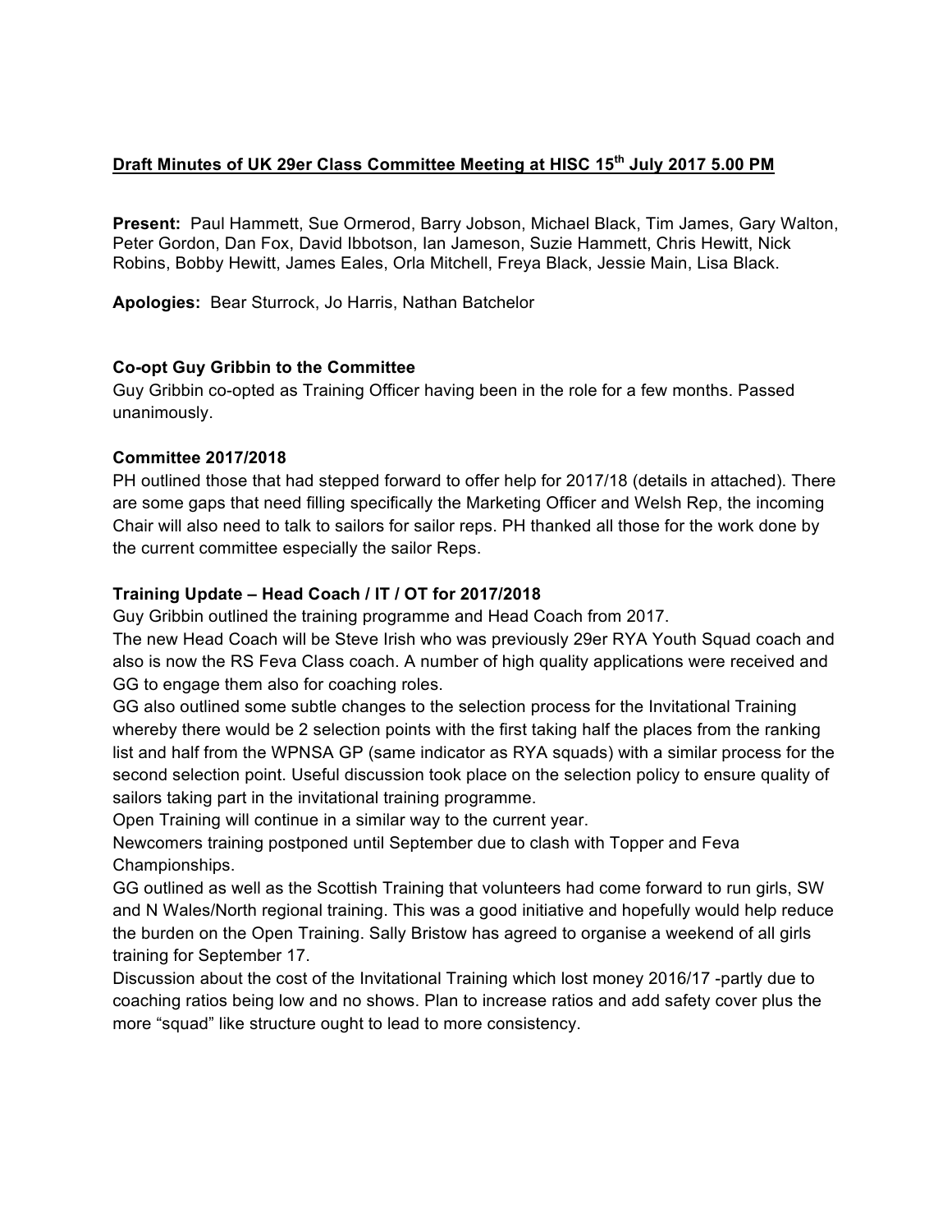**Draft Minutes of UK 29er Class Committee Meeting at HISC 15th July 2017 5.00 PM**

**Present:** Paul Hammett, Sue Ormerod, Barry Jobson, Michael Black, Tim James, Gary Walton, Peter Gordon, Dan Fox, David Ibbotson, Ian Jameson, Suzie Hammett, Chris Hewitt, Nick Robins, Bobby Hewitt, James Eales, Orla Mitchell, Freya Black, Jessie Main, Lisa Black.

**Apologies:** Bear Sturrock, Jo Harris, Nathan Batchelor

**Co-opt Guy Gribbin to the Committee**

Guy Gribbin co-opted as Training Officer having been in the role for a few months. Passed unanimously.

**Committee 2017/2018**

PH outlined those that had stepped forward to offer help for 2017/18 (details in attached). There are some gaps that need filling specifically the Marketing Officer and Welsh Rep, the incoming Chair will also need to talk to sailors for sailor reps. PH thanked all those for the work done by the current committee especially the sailor Reps.

**Training Update – Head Coach / IT / OT for 2017/2018**

Guy Gribbin outlined the training programme and Head Coach from 2017.

The new Head Coach will be Steve Irish who was previously 29er RYA Youth Squad coach and also is now the RS Feva Class coach. A number of high quality applications were received and GG to engage them also for coaching roles.

GG also outlined some subtle changes to the selection process for the Invitational Training whereby there would be 2 selection points with the first taking half the places from the ranking list and half from the WPNSA GP (same indicator as RYA squads) with a similar process for the second selection point. Useful discussion took place on the selection policy to ensure quality of sailors taking part in the invitational training programme.

Open Training will continue in a similar way to the current year.

Newcomers training postponed until September due to clash with Topper and Feva Championships.

GG outlined as well as the Scottish Training that volunteers had come forward to run girls, SW and N Wales/North regional training. This was a good initiative and hopefully would help reduce the burden on the Open Training. Sally Bristow has agreed to organise a weekend of all girls training for September 17.

Discussion about the cost of the Invitational Training which lost money 2016/17 -partly due to coaching ratios being low and no shows. Plan to increase ratios and add safety cover plus the more "squad" like structure ought to lead to more consistency.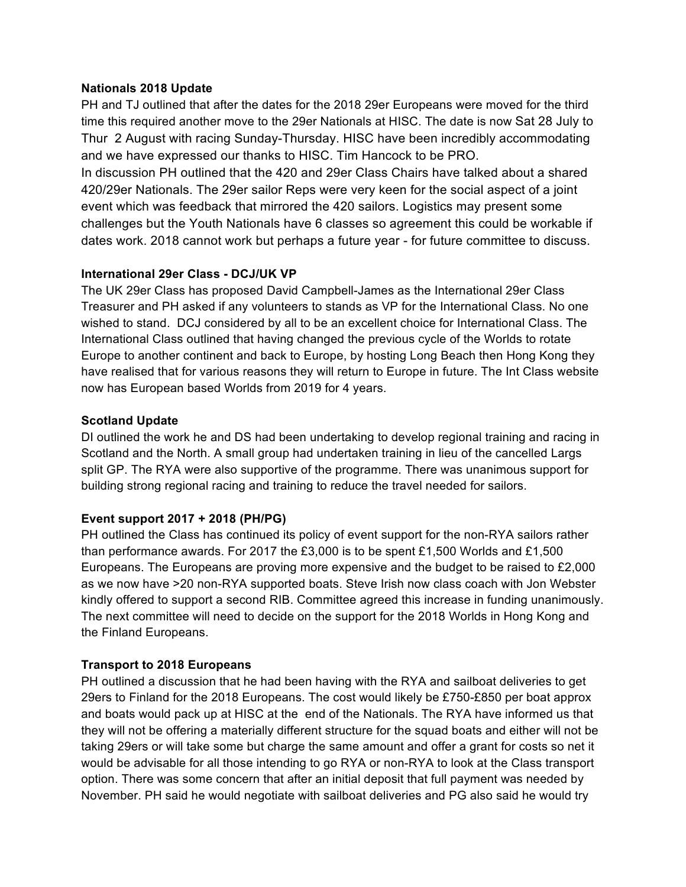**Nationals 2018 Update**

PH and TJ outlined that after the dates for the 2018 29er Europeans were moved for the third time this required another move to the 29er Nationals at HISC. The date is now Sat 28 July to Thur 2 August with racing Sunday-Thursday. HISC have been incredibly accommodating and we have expressed our thanks to HISC. Tim Hancock to be PRO.

In discussion PH outlined that the 420 and 29er Class Chairs have talked about a shared 420/29er Nationals. The 29er sailor Reps were very keen for the social aspect of a joint event which was feedback that mirrored the 420 sailors. Logistics may present some challenges but the Youth Nationals have 6 classes so agreement this could be workable if dates work. 2018 cannot work but perhaps a future year - for future committee to discuss.

**International 29er Class - DCJ/UK VP**

The UK 29er Class has proposed David Campbell-James as the International 29er Class Treasurer and PH asked if any volunteers to stands as VP for the International Class. No one wished to stand. DCJ considered by all to be an excellent choice for International Class. The International Class outlined that having changed the previous cycle of the Worlds to rotate Europe to another continent and back to Europe, by hosting Long Beach then Hong Kong they have realised that for various reasons they will return to Europe in future. The Int Class website now has European based Worlds from 2019 for 4 years.

**Scotland Update**

DI outlined the work he and DS had been undertaking to develop regional training and racing in Scotland and the North. A small group had undertaken training in lieu of the cancelled Largs split GP. The RYA were also supportive of the programme. There was unanimous support for building strong regional racing and training to reduce the travel needed for sailors.

**Event support 2017 + 2018 (PH/PG)**

PH outlined the Class has continued its policy of event support for the non-RYA sailors rather than performance awards. For 2017 the £3,000 is to be spent £1,500 Worlds and £1,500 Europeans. The Europeans are proving more expensive and the budget to be raised to £2,000 as we now have >20 non-RYA supported boats. Steve Irish now class coach with Jon Webster kindly offered to support a second RIB. Committee agreed this increase in funding unanimously. The next committee will need to decide on the support for the 2018 Worlds in Hong Kong and the Finland Europeans.

**Transport to 2018 Europeans**

PH outlined a discussion that he had been having with the RYA and sailboat deliveries to get 29ers to Finland for the 2018 Europeans. The cost would likely be £750-£850 per boat approx and boats would pack up at HISC at the end of the Nationals. The RYA have informed us that they will not be offering a materially different structure for the squad boats and either will not be taking 29ers or will take some but charge the same amount and offer a grant for costs so net it would be advisable for all those intending to go RYA or non-RYA to look at the Class transport option. There was some concern that after an initial deposit that full payment was needed by November. PH said he would negotiate with sailboat deliveries and PG also said he would try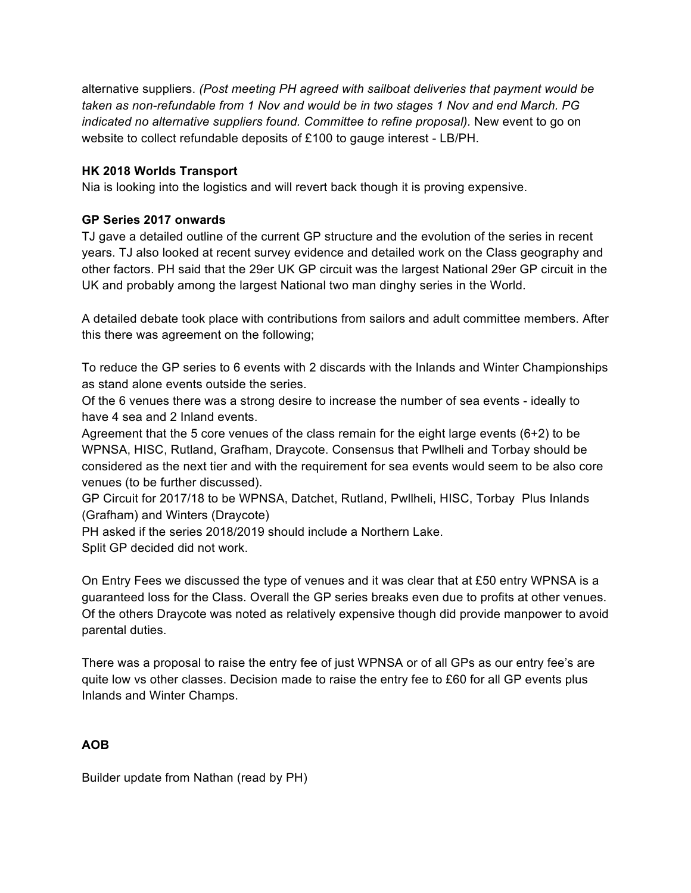alternative suppliers. *(Post meeting PH agreed with sailboat deliveries that payment would be taken as non-refundable from 1 Nov and would be in two stages 1 Nov and end March. PG indicated no alternative suppliers found. Committee to refine proposal).* New event to go on website to collect refundable deposits of £100 to gauge interest - LB/PH.

**HK 2018 Worlds Transport**

Nia is looking into the logistics and will revert back though it is proving expensive.

**GP Series 2017 onwards**

TJ gave a detailed outline of the current GP structure and the evolution of the series in recent years. TJ also looked at recent survey evidence and detailed work on the Class geography and other factors. PH said that the 29er UK GP circuit was the largest National 29er GP circuit in the UK and probably among the largest National two man dinghy series in the World.

A detailed debate took place with contributions from sailors and adult committee members. After this there was agreement on the following;

To reduce the GP series to 6 events with 2 discards with the Inlands and Winter Championships as stand alone events outside the series.
Of the 6 venues there was a strong desire to increase the number of sea events - ideally to have 4 sea and 2 Inland events.
Agreement that the 5 core venues of the class remain for the eight large events (6+2) to be WPNSA, HISC, Rutland, Grafham, Draycote. Consensus that Pwllheli and Torbay should be considered as the next tier and with the requirement for sea events would seem to be also core venues (to be further discussed).
GP Circuit for 2017/18 to be WPNSA, Datchet, Rutland, Pwllheli, HISC, Torbay Plus Inlands (Grafham) and Winters (Draycote)
PH asked if the series 2018/2019 should include a Northern Lake.
Split GP decided did not work.

On Entry Fees we discussed the type of venues and it was clear that at £50 entry WPNSA is a guaranteed loss for the Class. Overall the GP series breaks even due to profits at other venues. Of the others Draycote was noted as relatively expensive though did provide manpower to avoid parental duties.

There was a proposal to raise the entry fee of just WPNSA or of all GPs as our entry fee's are quite low vs other classes. Decision made to raise the entry fee to £60 for all GP events plus Inlands and Winter Champs.

**AOB**

Builder update from Nathan (read by PH)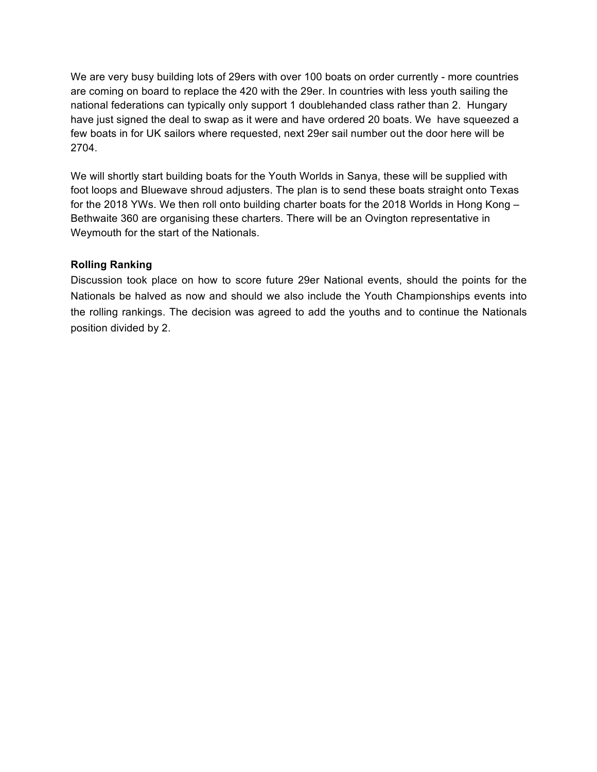We are very busy building lots of 29ers with over 100 boats on order currently - more countries are coming on board to replace the 420 with the 29er. In countries with less youth sailing the national federations can typically only support 1 doublehanded class rather than 2. Hungary have just signed the deal to swap as it were and have ordered 20 boats. We have squeezed a few boats in for UK sailors where requested, next 29er sail number out the door here will be 2704.

We will shortly start building boats for the Youth Worlds in Sanya, these will be supplied with foot loops and Bluewave shroud adjusters. The plan is to send these boats straight onto Texas for the 2018 YWs. We then roll onto building charter boats for the 2018 Worlds in Hong Kong – Bethwaite 360 are organising these charters. There will be an Ovington representative in Weymouth for the start of the Nationals.

**Rolling Ranking**

Discussion took place on how to score future 29er National events, should the points for the Nationals be halved as now and should we also include the Youth Championships events into the rolling rankings. The decision was agreed to add the youths and to continue the Nationals position divided by 2.